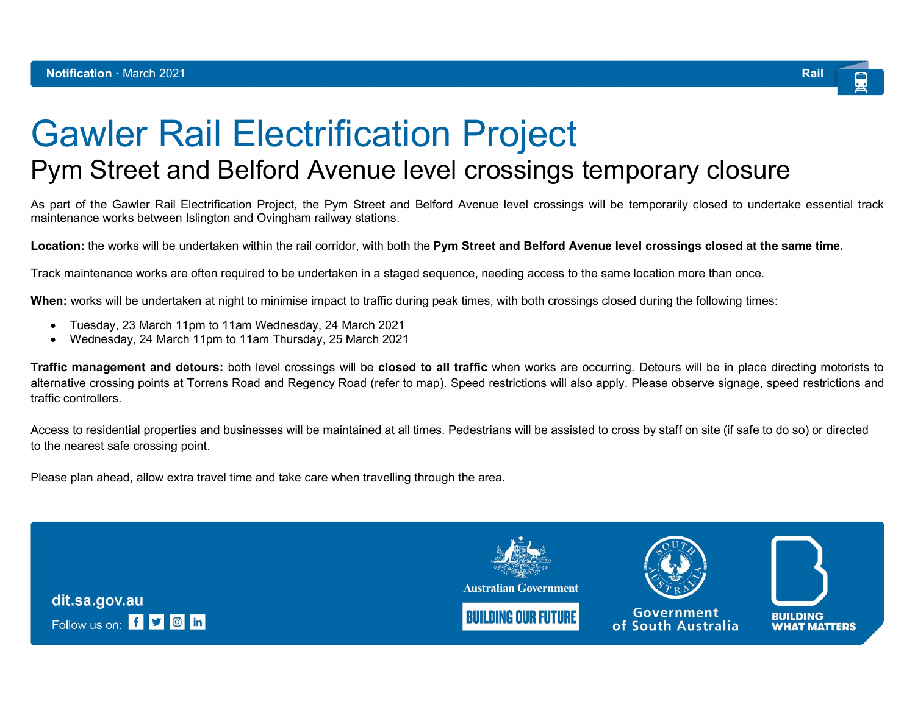**Notification** · March 2021 Rail

# Gawler Rail Electrification Project

## Pym Street and Belford Avenue level crossings temporary closure

As part of the Gawler Rail Electrification Project, the Pym Street and Belford Avenue level crossings will be temporarily closed to undertake essential track maintenance works between Islington and Ovingham railway stations.

**Location:** the works will be undertaken within the rail corridor, with both the **Pym Street and Belford Avenue level crossings closed at the same time.**

Track maintenance works are often required to be undertaken in a staged sequence, needing access to the same location more than once.

**When:** works will be undertaken at night to minimise impact to traffic during peak times, with both crossings closed during the following times:

- Tuesday, 23 March 11pm to 11am Wednesday, 24 March 2021
- Wednesday, 24 March 11pm to 11am Thursday, 25 March 2021

**Traffic management and detours:** both level crossings will be **closed to all traffic** when works are occurring. Detours will be in place directing motorists to alternative crossing points at Torrens Road and Regency Road (refer to map). Speed restrictions will also apply. Please observe signage, speed restrictions and traffic controllers.

Access to residential properties and businesses will be maintained at all times. Pedestrians will be assisted to cross by staff on site (if safe to do so) or directed to the nearest safe crossing point.

Please plan ahead, allow extra travel time and take care when travelling through the area.

dit.sa.gov.au

Follow us on:

Australian Government

BUILDING OUR FUTURE

Government of South Australia

BUILDING WHAT MATTERS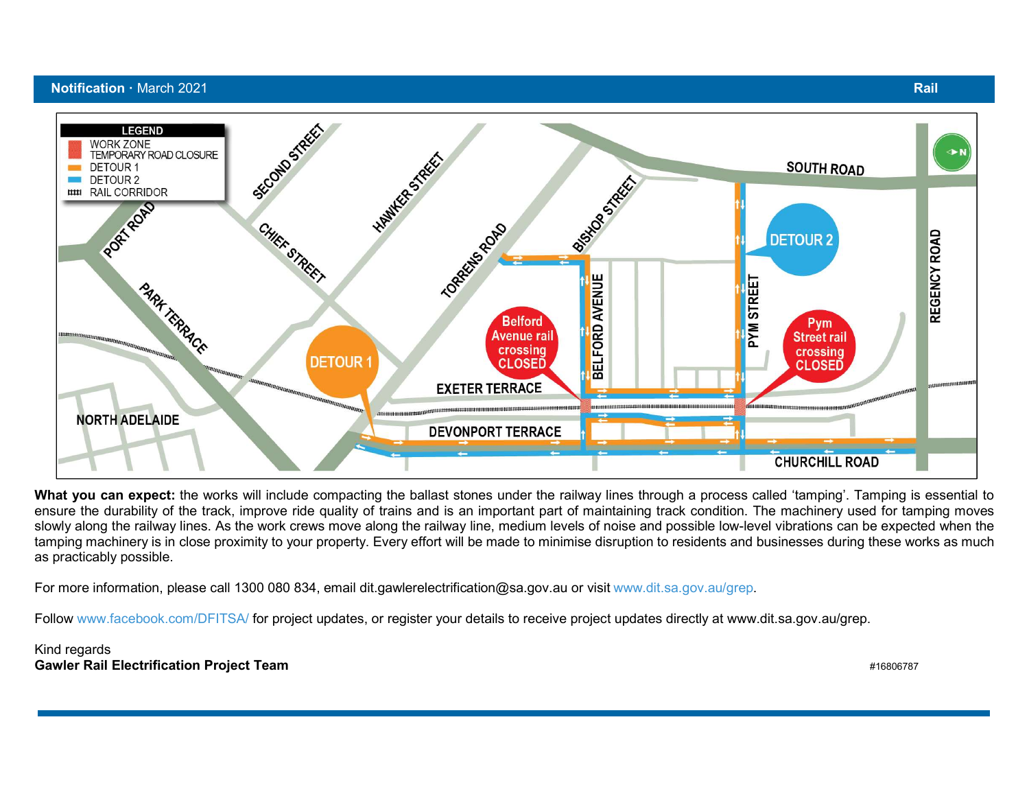**Notification** · March 2021 Rail

LEGEND
WORK ZONE
TEMPORARY ROAD CLOSURE
DETOUR 1
DETOUR 2
RAIL CORRIDOR

SECOND STREET
HAWKER STREET
PORT ROAD
CHIEF STREET
TORRENS ROAD
BISHOP STREET
SOUTH ROAD
DETOUR 2
REGENCY ROAD
PARK TERRACE
BELFORD AVENUE
PYM STREET
Belford Avenue rail crossing CLOSED
Pym Street rail crossing CLOSED
DETOUR 1
EXETER TERRACE
NORTH ADELAIDE
DEVONPORT TERRACE
CHURCHILL ROAD

**What you can expect:** the works will include compacting the ballast stones under the railway lines through a process called 'tamping'. Tamping is essential to ensure the durability of the track, improve ride quality of trains and is an important part of maintaining track condition. The machinery used for tamping moves slowly along the railway lines. As the work crews move along the railway line, medium levels of noise and possible low-level vibrations can be expected when the tamping machinery is in close proximity to your property. Every effort will be made to minimise disruption to residents and businesses during these works as much as practicably possible.

For more information, please call 1300 080 834, email dit.gawlerelectrification@sa.gov.au or visit www.dit.sa.gov.au/grep.

Follow www.facebook.com/DFITSA/ for project updates, or register your details to receive project updates directly at www.dit.sa.gov.au/grep.

Kind regards
**Gawler Rail Electrification Project Team**

#16806787